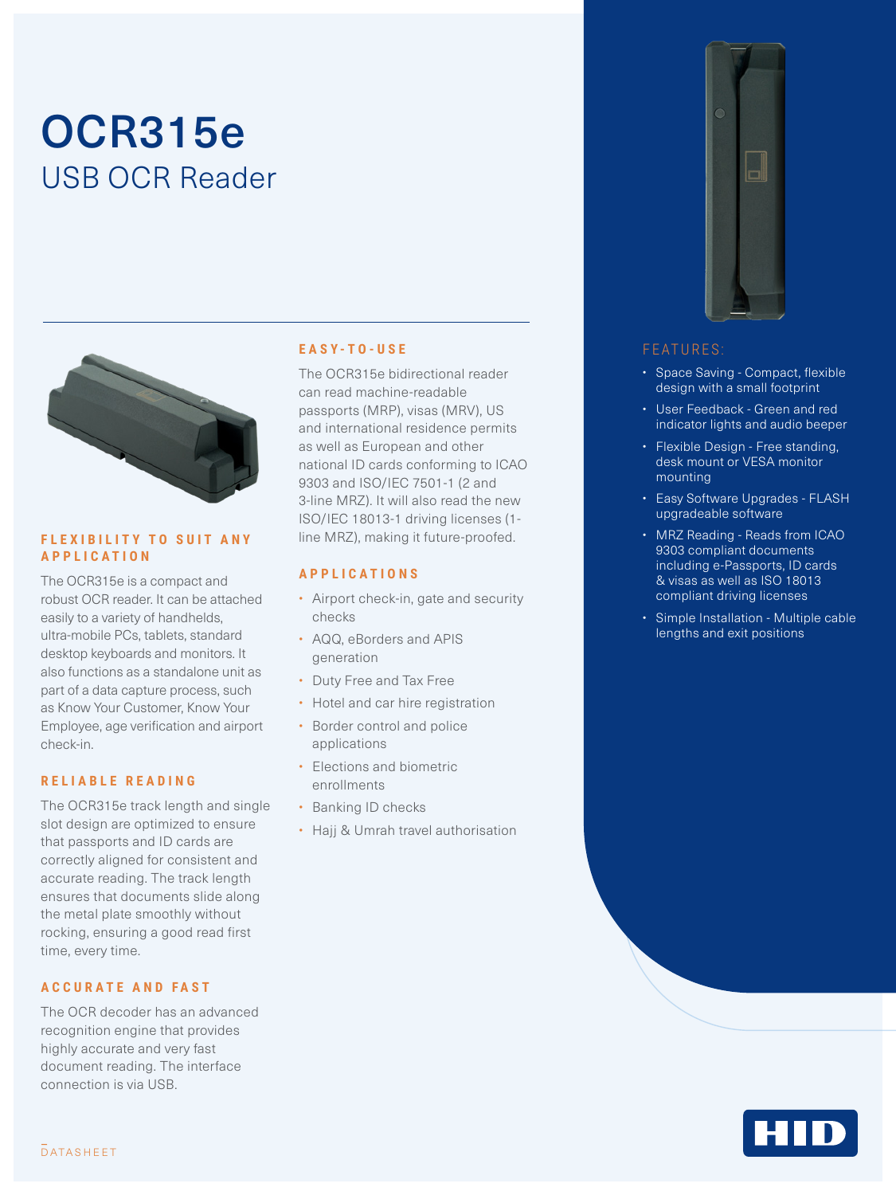# OCR315e

## USB OCR Reader

### FLEXIBILITY TO SUIT ANY APPLICATION

The OCR315e is a compact and robust OCR reader. It can be attached easily to a variety of handhelds, ultra-mobile PCs, tablets, standard desktop keyboards and monitors. It also functions as a standalone unit as part of a data capture process, such as Know Your Customer, Know Your Employee, age verification and airport check-in.

### RELIABLE READING

The OCR315e track length and single slot design are optimized to ensure that passports and ID cards are correctly aligned for consistent and accurate reading. The track length ensures that documents slide along the metal plate smoothly without rocking, ensuring a good read first time, every time.

### ACCURATE AND FAST

The OCR decoder has an advanced recognition engine that provides highly accurate and very fast document reading. The interface connection is via USB.

### EASY-TO-USE

The OCR315e bidirectional reader can read machine-readable passports (MRP), visas (MRV), US and international residence permits as well as European and other national ID cards conforming to ICAO 9303 and ISO/IEC 7501-1 (2 and 3-line MRZ). It will also read the new ISO/IEC 18013-1 driving licenses (1-line MRZ), making it future-proofed.

### APPLICATIONS

- Airport check-in, gate and security checks
- AQQ, eBorders and APIS generation
- Duty Free and Tax Free
- Hotel and car hire registration
- Border control and police applications
- Elections and biometric enrollments
- Banking ID checks
- Hajj & Umrah travel authorisation

### FEATURES:

- Space Saving - Compact, flexible design with a small footprint
- User Feedback - Green and red indicator lights and audio beeper
- Flexible Design - Free standing, desk mount or VESA monitor mounting
- Easy Software Upgrades - FLASH upgradeable software
- MRZ Reading - Reads from ICAO 9303 compliant documents including e-Passports, ID cards & visas as well as ISO 18013 compliant driving licenses
- Simple Installation - Multiple cable lengths and exit positions

DATASHEET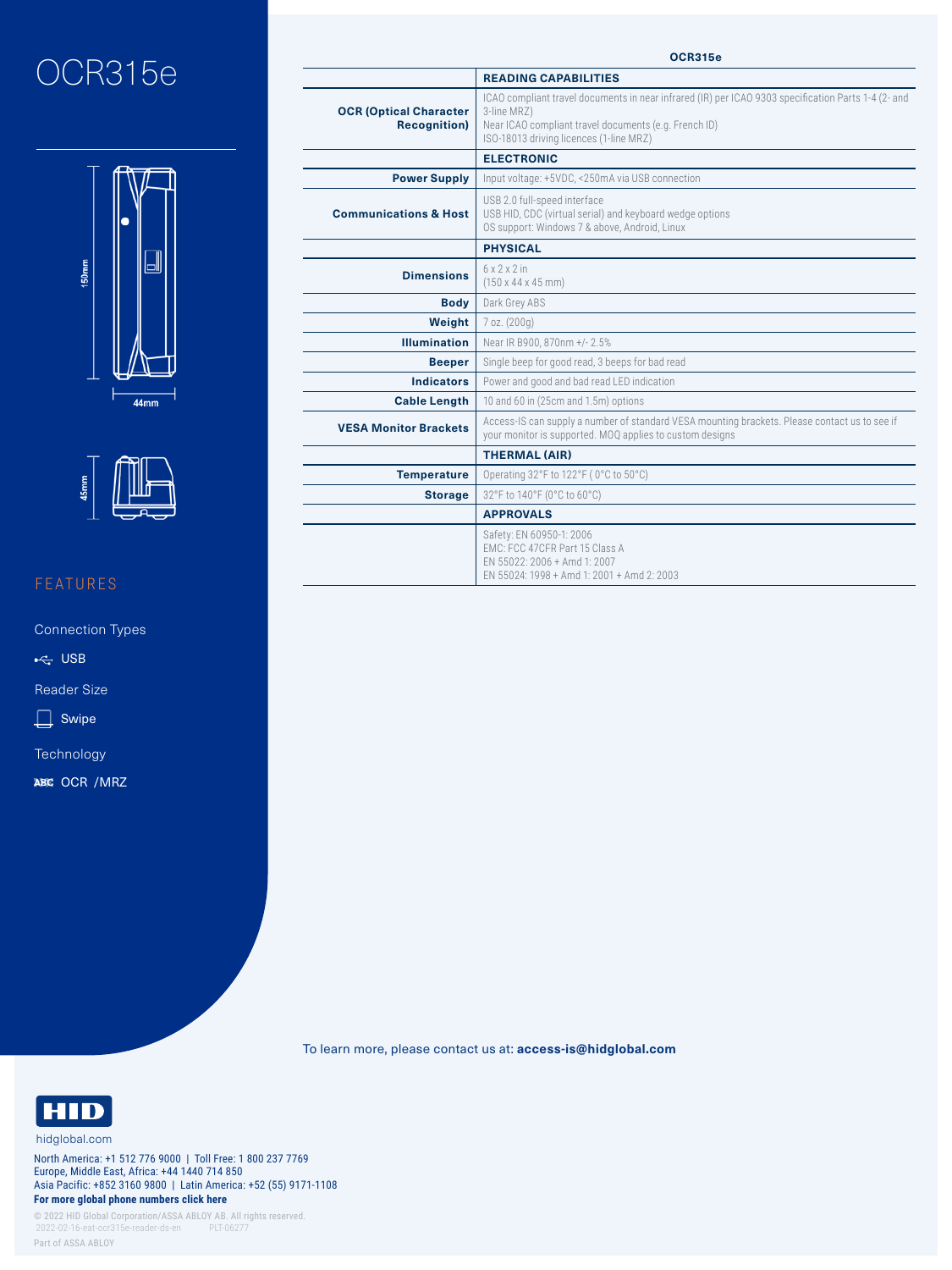# OCR315e

150mm

44mm

45mm

## FEATURES

Connection Types

USB

Reader Size

Swipe

Technology

OCR /MRZ

| | OCR315e |
|---|---|
| | **READING CAPABILITIES** |
| **OCR (Optical Character Recognition)** | ICAO compliant travel documents in near infrared (IR) per ICAO 9303 specification Parts 1-4 (2- and 3-line MRZ)<br>Near ICAO compliant travel documents (e.g. French ID)<br>ISO-18013 driving licences (1-line MRZ) |
| | **ELECTRONIC** |
| **Power Supply** | Input voltage: +5VDC, <250mA via USB connection |
| **Communications & Host** | USB 2.0 full-speed interface<br>USB HID, CDC (virtual serial) and keyboard wedge options<br>OS support: Windows 7 & above, Android, Linux |
| | **PHYSICAL** |
| **Dimensions** | 6 x 2 x 2 in<br>(150 x 44 x 45 mm) |
| **Body** | Dark Grey ABS |
| **Weight** | 7 oz. (200g) |
| **Illumination** | Near IR B900, 870nm +/- 2.5% |
| **Beeper** | Single beep for good read, 3 beeps for bad read |
| **Indicators** | Power and good and bad read LED indication |
| **Cable Length** | 10 and 60 in (25cm and 1.5m) options |
| **VESA Monitor Brackets** | Access-IS can supply a number of standard VESA mounting brackets. Please contact us to see if your monitor is supported. MOQ applies to custom designs |
| | **THERMAL (AIR)** |
| **Temperature** | Operating 32°F to 122°F ( 0°C to 50°C) |
| **Storage** | 32°F to 140°F (0°C to 60°C) |
| | **APPROVALS** |
| | Safety: EN 60950-1: 2006<br>EMC: FCC 47CFR Part 15 Class A<br>EN 55022: 2006 + Amd 1: 2007<br>EN 55024: 1998 + Amd 1: 2001 + Amd 2: 2003 |

To learn more, please contact us at: **access-is@hidglobal.com**

HID

hidglobal.com

North America: +1 512 776 9000 | Toll Free: 1 800 237 7769
Europe, Middle East, Africa: +44 1440 714 850
Asia Pacific: +852 3160 9800 | Latin America: +52 (55) 9171-1108
**For more global phone numbers click here**

© 2022 HID Global Corporation/ASSA ABLOY AB. All rights reserved.
2022-02-16-eat-ocr315e-reader-ds-en PLT-06277

Part of ASSA ABLOY